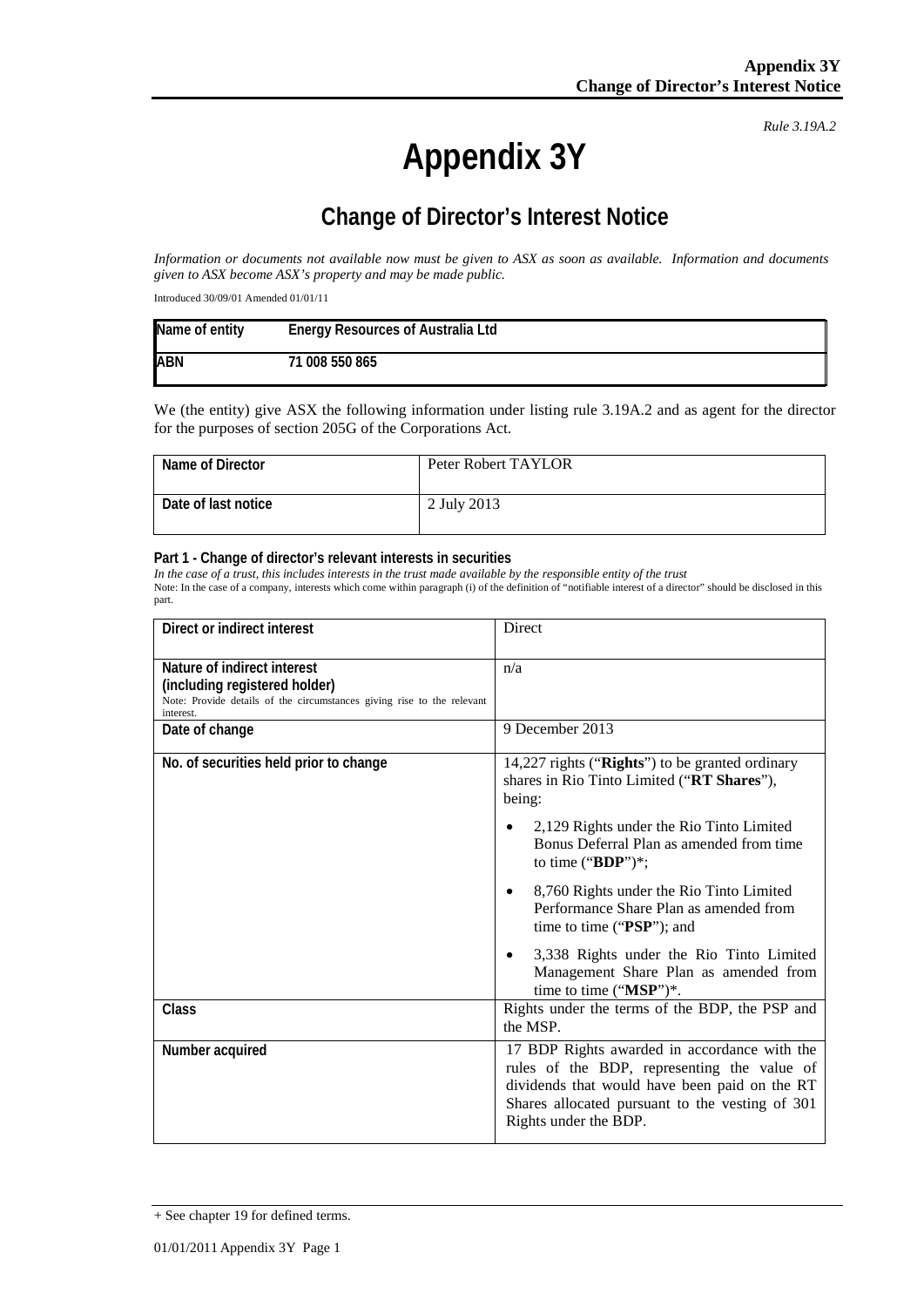*Rule 3.19A.2*

# Appendix 3Y

## Change of Director's Interest Notice

*Information or documents not available now must be given to ASX as soon as available. Information and documents given to ASX become ASX's property and may be made public.*

Introduced 30/09/01 Amended 01/01/11

| Name of entity | Energy Resources of Australia Ltd |
|---|---|
| ABN | 71 008 550 865 |

We (the entity) give ASX the following information under listing rule 3.19A.2 and as agent for the director for the purposes of section 205G of the Corporations Act.

| Name of Director | Peter Robert TAYLOR |
|---|---|
| Date of last notice | 2 July 2013 |

#### Part 1 - Change of director's relevant interests in securities

*In the case of a trust, this includes interests in the trust made available by the responsible entity of the trust*

Note: In the case of a company, interests which come within paragraph (i) of the definition of "notifiable interest of a director" should be disclosed in this part.

| Direct or indirect interest | Direct |
|---|---|
| **Nature of indirect interest (including registered holder)**<br>Note: Provide details of the circumstances giving rise to the relevant interest. | n/a |
| **Date of change** | 9 December 2013 |
| **No. of securities held prior to change** | 14,227 rights ("**Rights**") to be granted ordinary shares in Rio Tinto Limited ("**RT Shares**"), being:<br>• 2,129 Rights under the Rio Tinto Limited Bonus Deferral Plan as amended from time to time ("**BDP**")*;<br>• 8,760 Rights under the Rio Tinto Limited Performance Share Plan as amended from time to time ("**PSP**"); and<br>• 3,338 Rights under the Rio Tinto Limited Management Share Plan as amended from time to time ("**MSP**")*. |
| **Class** | Rights under the terms of the BDP, the PSP and the MSP. |
| **Number acquired** | 17 BDP Rights awarded in accordance with the rules of the BDP, representing the value of dividends that would have been paid on the RT Shares allocated pursuant to the vesting of 301 Rights under the BDP. |

+ See chapter 19 for defined terms.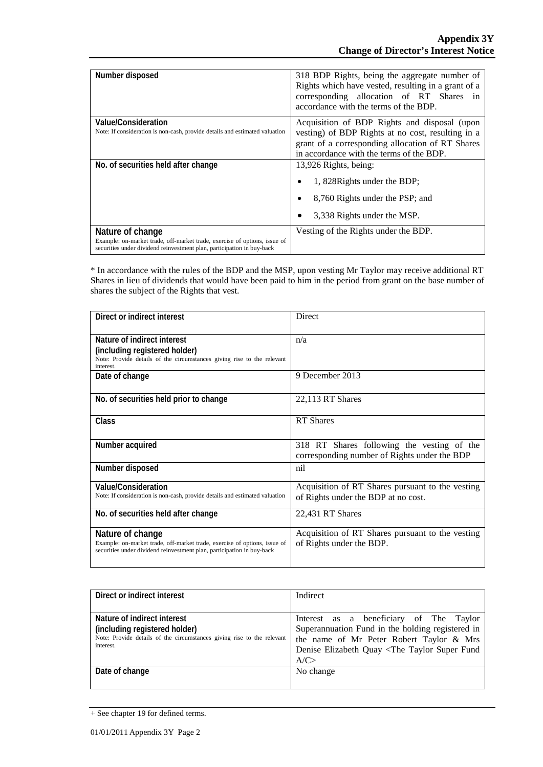| | |
|---|---|
| **Number disposed** | 318 BDP Rights, being the aggregate number of Rights which have vested, resulting in a grant of a corresponding allocation of RT Shares in accordance with the terms of the BDP. |
| **Value/Consideration**<br>Note: If consideration is non-cash, provide details and estimated valuation | Acquisition of BDP Rights and disposal (upon vesting) of BDP Rights at no cost, resulting in a grant of a corresponding allocation of RT Shares in accordance with the terms of the BDP. |
| **No. of securities held after change** | 13,926 Rights, being:<br>• 1, 828Rights under the BDP;<br>• 8,760 Rights under the PSP; and<br>• 3,338 Rights under the MSP. |
| **Nature of change**<br>Example: on-market trade, off-market trade, exercise of options, issue of securities under dividend reinvestment plan, participation in buy-back | Vesting of the Rights under the BDP. |

* In accordance with the rules of the BDP and the MSP, upon vesting Mr Taylor may receive additional RT Shares in lieu of dividends that would have been paid to him in the period from grant on the base number of shares the subject of the Rights that vest.

| | |
|---|---|
| **Direct or indirect interest** | Direct |
| **Nature of indirect interest (including registered holder)**<br>Note: Provide details of the circumstances giving rise to the relevant interest. | n/a |
| **Date of change** | 9 December 2013 |
| **No. of securities held prior to change** | 22,113 RT Shares |
| **Class** | RT Shares |
| **Number acquired** | 318 RT Shares following the vesting of the corresponding number of Rights under the BDP |
| **Number disposed** | nil |
| **Value/Consideration**<br>Note: If consideration is non-cash, provide details and estimated valuation | Acquisition of RT Shares pursuant to the vesting of Rights under the BDP at no cost. |
| **No. of securities held after change** | 22,431 RT Shares |
| **Nature of change**<br>Example: on-market trade, off-market trade, exercise of options, issue of securities under dividend reinvestment plan, participation in buy-back | Acquisition of RT Shares pursuant to the vesting of Rights under the BDP. |

| | |
|---|---|
| **Direct or indirect interest** | Indirect |
| **Nature of indirect interest (including registered holder)**<br>Note: Provide details of the circumstances giving rise to the relevant interest. | Interest as a beneficiary of The Taylor Superannuation Fund in the holding registered in the name of Mr Peter Robert Taylor & Mrs Denise Elizabeth Quay <The Taylor Super Fund A/C> |
| **Date of change** | No change |

+ See chapter 19 for defined terms.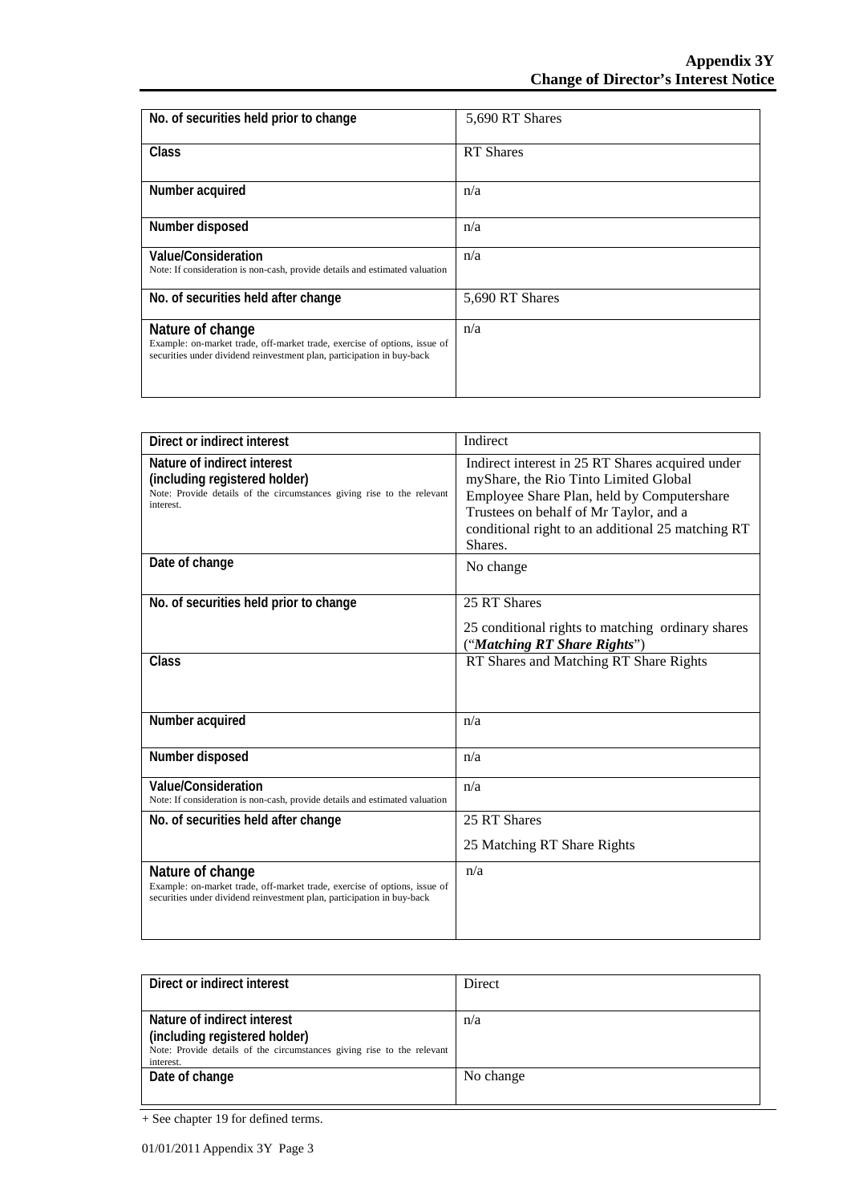| No. of securities held prior to change | 5,690 RT Shares |
|---|---|
| Class | RT Shares |
| Number acquired | n/a |
| Number disposed | n/a |
| Value/Consideration<br>Note: If consideration is non-cash, provide details and estimated valuation | n/a |
| No. of securities held after change | 5,690 RT Shares |
| Nature of change<br>Example: on-market trade, off-market trade, exercise of options, issue of securities under dividend reinvestment plan, participation in buy-back | n/a |

| Direct or indirect interest | Indirect |
|---|---|
| Nature of indirect interest<br>(including registered holder)<br>Note: Provide details of the circumstances giving rise to the relevant interest. | Indirect interest in 25 RT Shares acquired under myShare, the Rio Tinto Limited Global Employee Share Plan, held by Computershare Trustees on behalf of Mr Taylor, and a conditional right to an additional 25 matching RT Shares. |
| Date of change | No change |
| No. of securities held prior to change | 25 RT Shares<br><br>25 conditional rights to matching ordinary shares ("***Matching RT Share Rights***") |
| Class | RT Shares and Matching RT Share Rights |
| Number acquired | n/a |
| Number disposed | n/a |
| Value/Consideration<br>Note: If consideration is non-cash, provide details and estimated valuation | n/a |
| No. of securities held after change | 25 RT Shares<br><br>25 Matching RT Share Rights |
| Nature of change<br>Example: on-market trade, off-market trade, exercise of options, issue of securities under dividend reinvestment plan, participation in buy-back | n/a |

| Direct or indirect interest | Direct |
|---|---|
| Nature of indirect interest<br>(including registered holder)<br>Note: Provide details of the circumstances giving rise to the relevant interest. | n/a |
| Date of change | No change |

+ See chapter 19 for defined terms.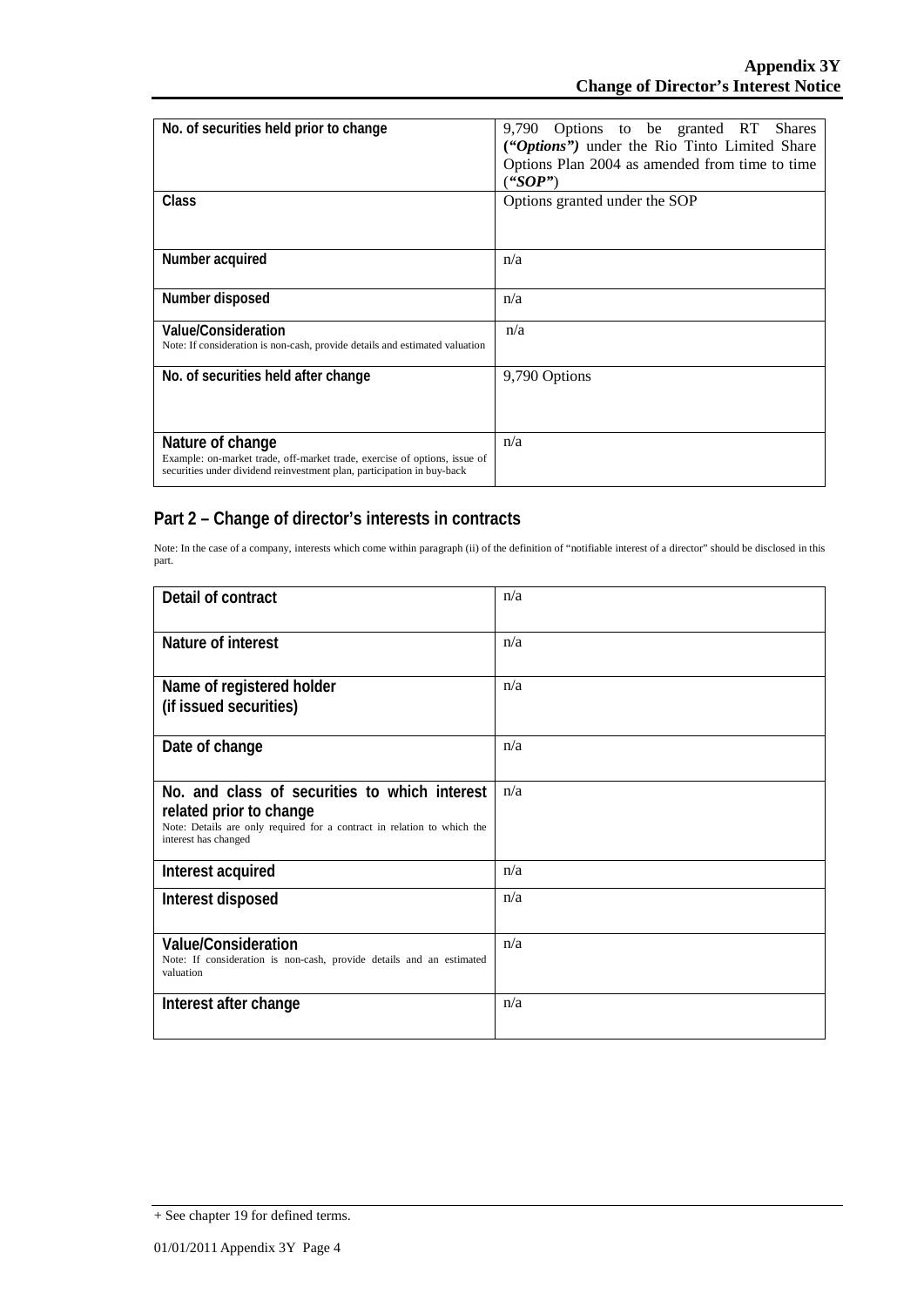| No. of securities held prior to change | 9,790 Options to be granted RT Shares (***"Options")*** under the Rio Tinto Limited Share Options Plan 2004 as amended from time to time (***"SOP"***) |
|---|---|
| **Class** | Options granted under the SOP |
| **Number acquired** | n/a |
| **Number disposed** | n/a |
| **Value/Consideration**<br>Note: If consideration is non-cash, provide details and estimated valuation | n/a |
| **No. of securities held after change** | 9,790 Options |
| **Nature of change**<br>Example: on-market trade, off-market trade, exercise of options, issue of securities under dividend reinvestment plan, participation in buy-back | n/a |

## Part 2 – Change of director's interests in contracts

Note: In the case of a company, interests which come within paragraph (ii) of the definition of "notifiable interest of a director" should be disclosed in this part.

| Detail of contract | n/a |
|---|---|
| **Nature of interest** | n/a |
| **Name of registered holder**<br>**(if issued securities)** | n/a |
| **Date of change** | n/a |
| **No. and class of securities to which interest related prior to change**<br>Note: Details are only required for a contract in relation to which the interest has changed | n/a |
| **Interest acquired** | n/a |
| **Interest disposed** | n/a |
| **Value/Consideration**<br>Note: If consideration is non-cash, provide details and an estimated valuation | n/a |
| **Interest after change** | n/a |

+ See chapter 19 for defined terms.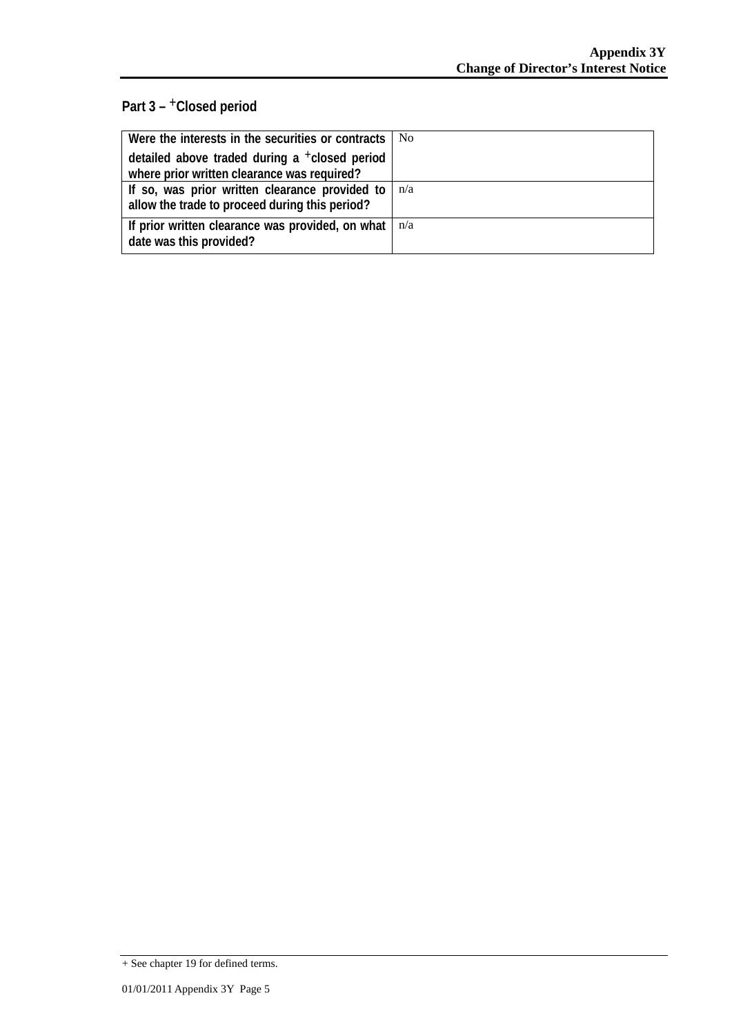## Part 3 – +Closed period

| | |
|---|---|
| **Were the interests in the securities or contracts detailed above traded during a +closed period where prior written clearance was required?** | No |
| **If so, was prior written clearance provided to allow the trade to proceed during this period?** | n/a |
| **If prior written clearance was provided, on what date was this provided?** | n/a |

+ See chapter 19 for defined terms.